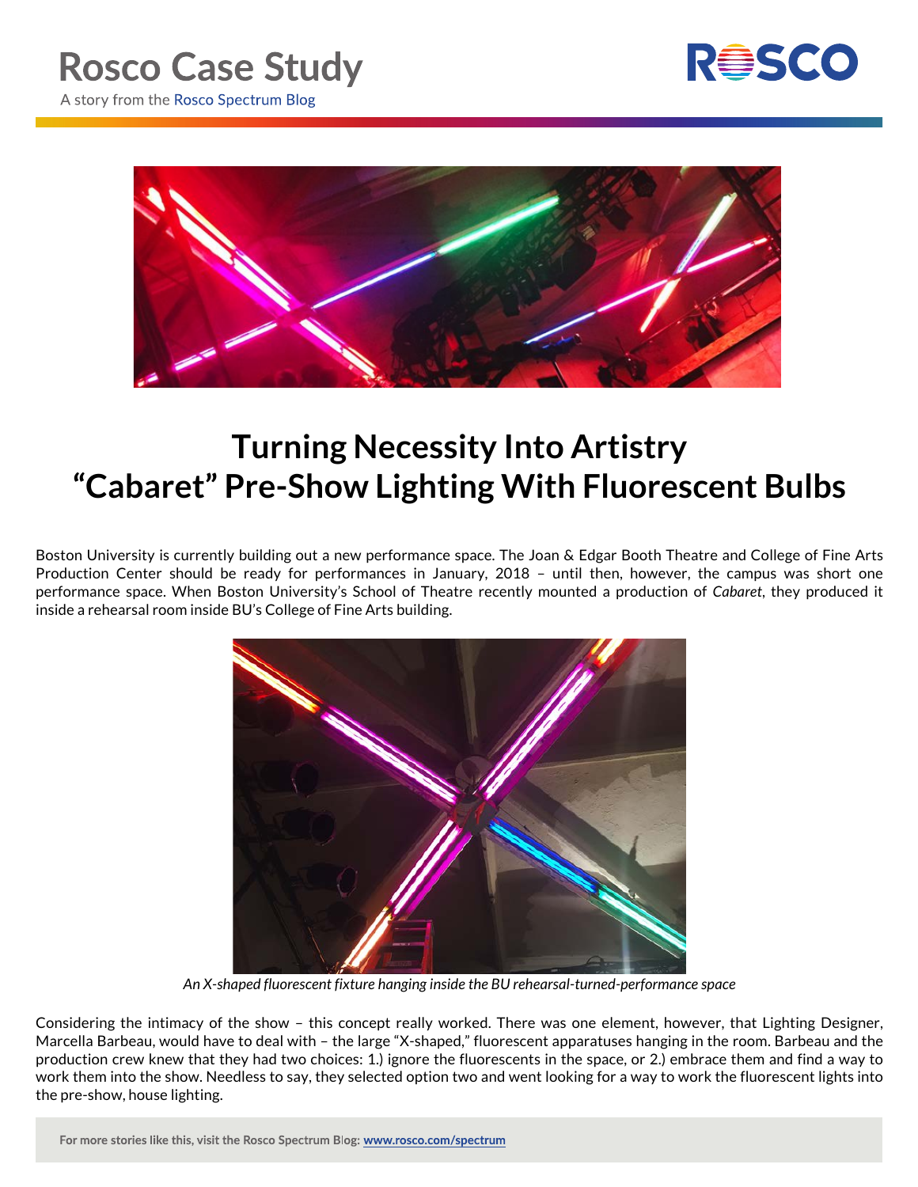# Rosco Case Study

A story from the Rosco Spectrum Blog

## Turning Necessity Into Artistry
## "Cabaret" Pre-Show Lighting With Fluorescent Bulbs

Boston University is currently building out a new performance space. The Joan & Edgar Booth Theatre and College of Fine Arts Production Center should be ready for performances in January, 2018 – until then, however, the campus was short one performance space. When Boston University's School of Theatre recently mounted a production of *Cabaret*, they produced it inside a rehearsal room inside BU's College of Fine Arts building.

*An X-shaped fluorescent fixture hanging inside the BU rehearsal-turned-performance space*

Considering the intimacy of the show – this concept really worked. There was one element, however, that Lighting Designer, Marcella Barbeau, would have to deal with – the large "X-shaped," fluorescent apparatuses hanging in the room. Barbeau and the production crew knew that they had two choices: 1.) ignore the fluorescents in the space, or 2.) embrace them and find a way to work them into the show. Needless to say, they selected option two and went looking for a way to work the fluorescent lights into the pre-show, house lighting.

For more stories like this, visit the Rosco Spectrum Blog: www.rosco.com/spectrum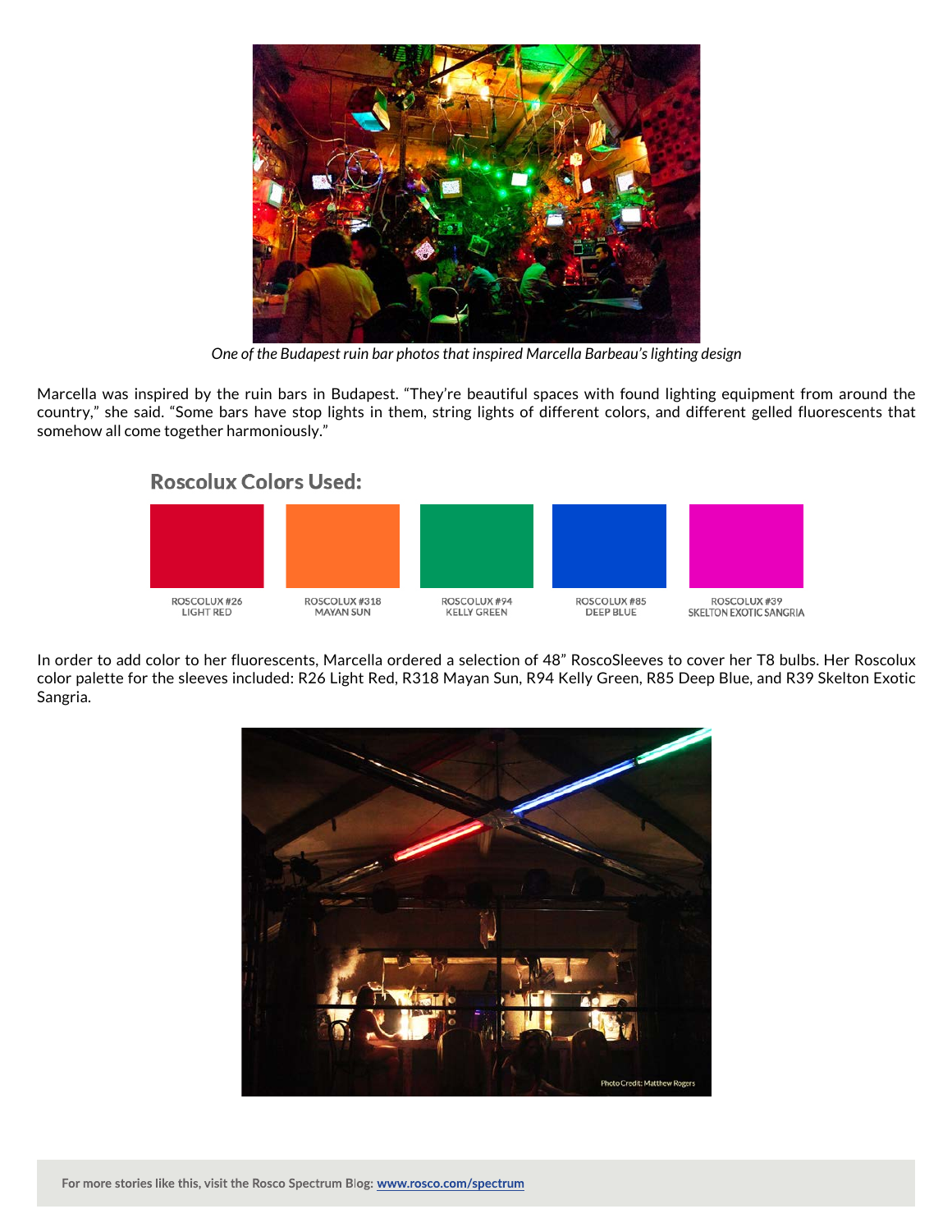*One of the Budapest ruin bar photos that inspired Marcella Barbeau's lighting design*

Marcella was inspired by the ruin bars in Budapest. "They're beautiful spaces with found lighting equipment from around the country," she said. "Some bars have stop lights in them, string lights of different colors, and different gelled fluorescents that somehow all come together harmoniously."

## Roscolux Colors Used:

ROSCOLUX #26
LIGHT RED

ROSCOLUX #318
MAYAN SUN

ROSCOLUX #94
KELLY GREEN

ROSCOLUX #85
DEEP BLUE

ROSCOLUX #39
SKELTON EXOTIC SANGRIA

In order to add color to her fluorescents, Marcella ordered a selection of 48" RoscoSleeves to cover her T8 bulbs. Her Roscolux color palette for the sleeves included: R26 Light Red, R318 Mayan Sun, R94 Kelly Green, R85 Deep Blue, and R39 Skelton Exotic Sangria.

Photo Credit: Matthew Rogers

For more stories like this, visit the Rosco Spectrum Blog: [www.rosco.com/spectrum](http://www.rosco.com/spectrum)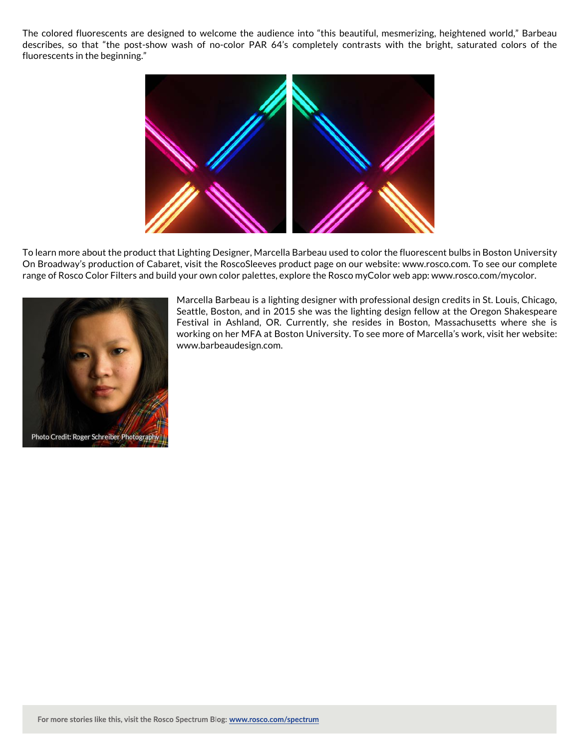The colored fluorescents are designed to welcome the audience into “this beautiful, mesmerizing, heightened world,” Barbeau describes, so that “the post-show wash of no-color PAR 64’s completely contrasts with the bright, saturated colors of the fluorescents in the beginning.”

To learn more about the product that Lighting Designer, Marcella Barbeau used to color the fluorescent bulbs in Boston University On Broadway’s production of Cabaret, visit the RoscoSleeves product page on our website: www.rosco.com. To see our complete range of Rosco Color Filters and build your own color palettes, explore the Rosco myColor web app: www.rosco.com/mycolor.

Photo Credit: Roger Schreiber Photography

Marcella Barbeau is a lighting designer with professional design credits in St. Louis, Chicago, Seattle, Boston, and in 2015 she was the lighting design fellow at the Oregon Shakespeare Festival in Ashland, OR. Currently, she resides in Boston, Massachusetts where she is working on her MFA at Boston University. To see more of Marcella’s work, visit her website: www.barbeaudesign.com.

**For more stories like this, visit the Rosco Spectrum Blog: www.rosco.com/spectrum**